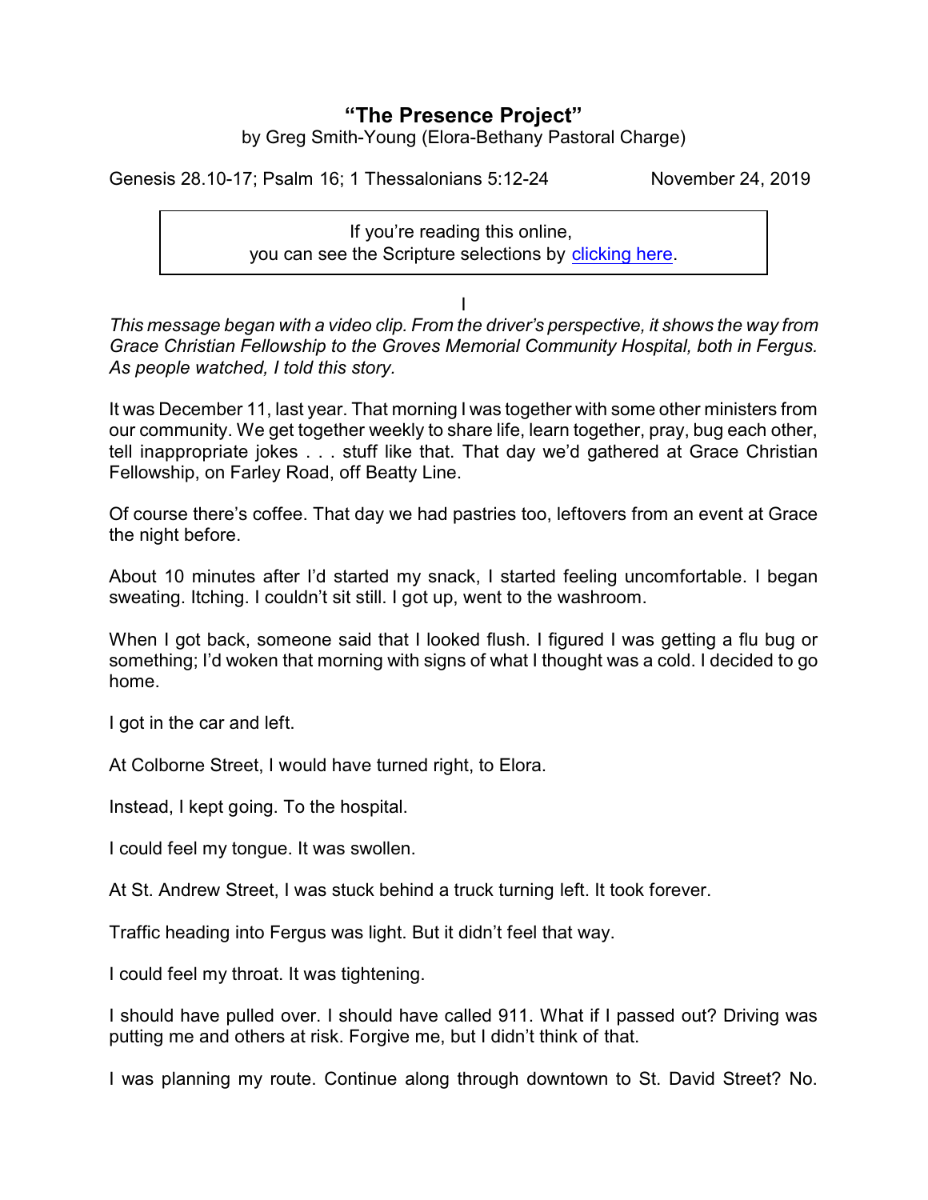# "The Presence Project"

by Greg Smith-Young (Elora-Bethany Pastoral Charge)

Genesis 28.10-17; Psalm 16; 1 Thessalonians 5:12-24 November 24, 2019

> If you're reading this online,
> you can see the Scripture selections by clicking here.

I

*This message began with a video clip. From the driver's perspective, it shows the way from Grace Christian Fellowship to the Groves Memorial Community Hospital, both in Fergus. As people watched, I told this story.*

It was December 11, last year. That morning I was together with some other ministers from our community. We get together weekly to share life, learn together, pray, bug each other, tell inappropriate jokes . . . stuff like that. That day we'd gathered at Grace Christian Fellowship, on Farley Road, off Beatty Line.

Of course there's coffee. That day we had pastries too, leftovers from an event at Grace the night before.

About 10 minutes after I'd started my snack, I started feeling uncomfortable. I began sweating. Itching. I couldn't sit still. I got up, went to the washroom.

When I got back, someone said that I looked flush. I figured I was getting a flu bug or something; I'd woken that morning with signs of what I thought was a cold. I decided to go home.

I got in the car and left.

At Colborne Street, I would have turned right, to Elora.

Instead, I kept going. To the hospital.

I could feel my tongue. It was swollen.

At St. Andrew Street, I was stuck behind a truck turning left. It took forever.

Traffic heading into Fergus was light. But it didn't feel that way.

I could feel my throat. It was tightening.

I should have pulled over. I should have called 911. What if I passed out? Driving was putting me and others at risk. Forgive me, but I didn't think of that.

I was planning my route. Continue along through downtown to St. David Street? No.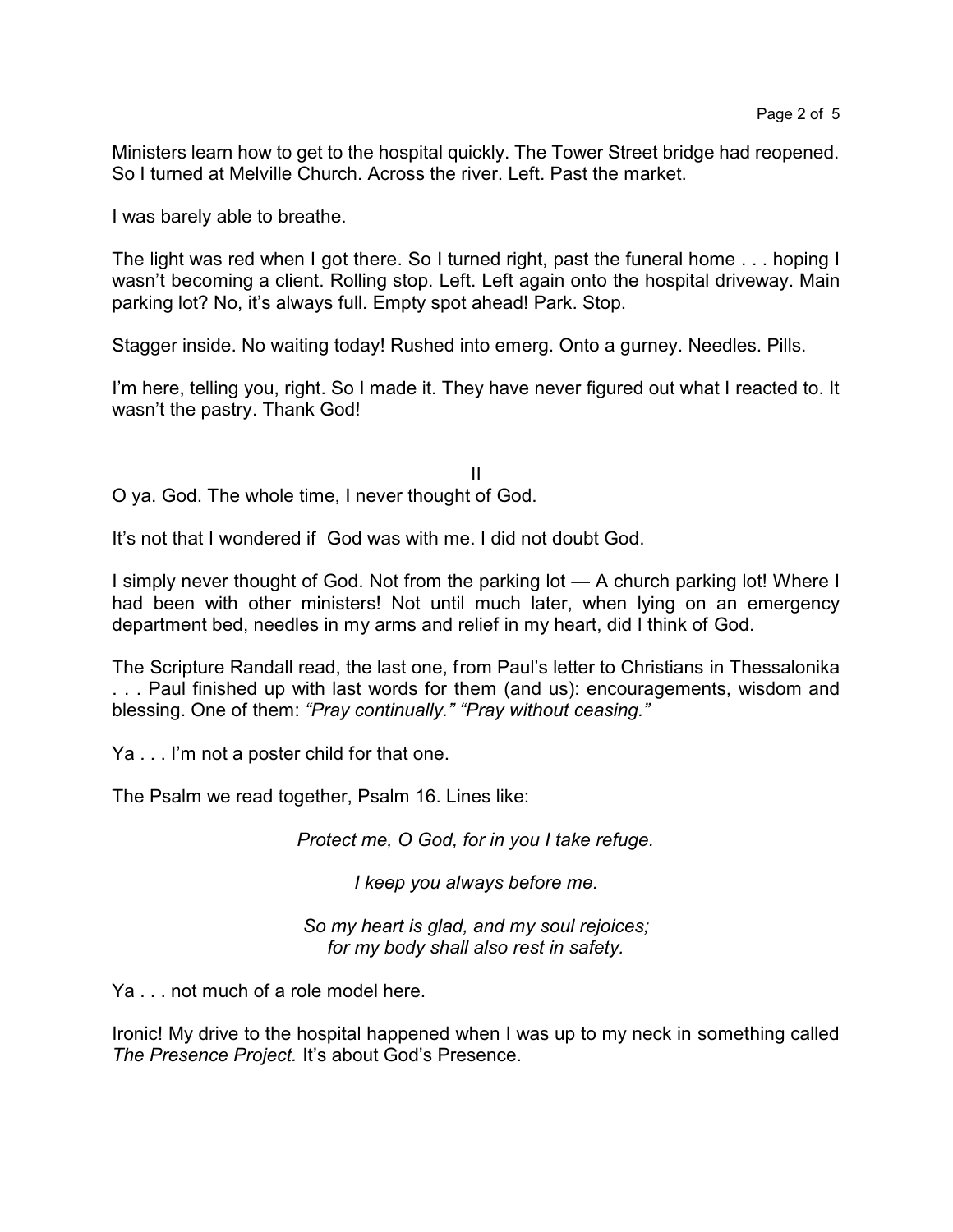Ministers learn how to get to the hospital quickly. The Tower Street bridge had reopened. So I turned at Melville Church. Across the river. Left. Past the market.

I was barely able to breathe.

The light was red when I got there. So I turned right, past the funeral home . . . hoping I wasn't becoming a client. Rolling stop. Left. Left again onto the hospital driveway. Main parking lot? No, it's always full. Empty spot ahead! Park. Stop.

Stagger inside. No waiting today! Rushed into emerg. Onto a gurney. Needles. Pills.

I'm here, telling you, right. So I made it. They have never figured out what I reacted to. It wasn't the pastry. Thank God!

II

O ya. God. The whole time, I never thought of God.

It's not that I wondered if God was with me. I did not doubt God.

I simply never thought of God. Not from the parking lot — A church parking lot! Where I had been with other ministers! Not until much later, when lying on an emergency department bed, needles in my arms and relief in my heart, did I think of God.

The Scripture Randall read, the last one, from Paul's letter to Christians in Thessalonika . . . Paul finished up with last words for them (and us): encouragements, wisdom and blessing. One of them: *"Pray continually." "Pray without ceasing."*

Ya . . . I'm not a poster child for that one.

The Psalm we read together, Psalm 16. Lines like:

*Protect me, O God, for in you I take refuge.*

*I keep you always before me.*

*So my heart is glad, and my soul rejoices;*
*for my body shall also rest in safety.*

Ya . . . not much of a role model here.

Ironic! My drive to the hospital happened when I was up to my neck in something called *The Presence Project.* It's about God's Presence.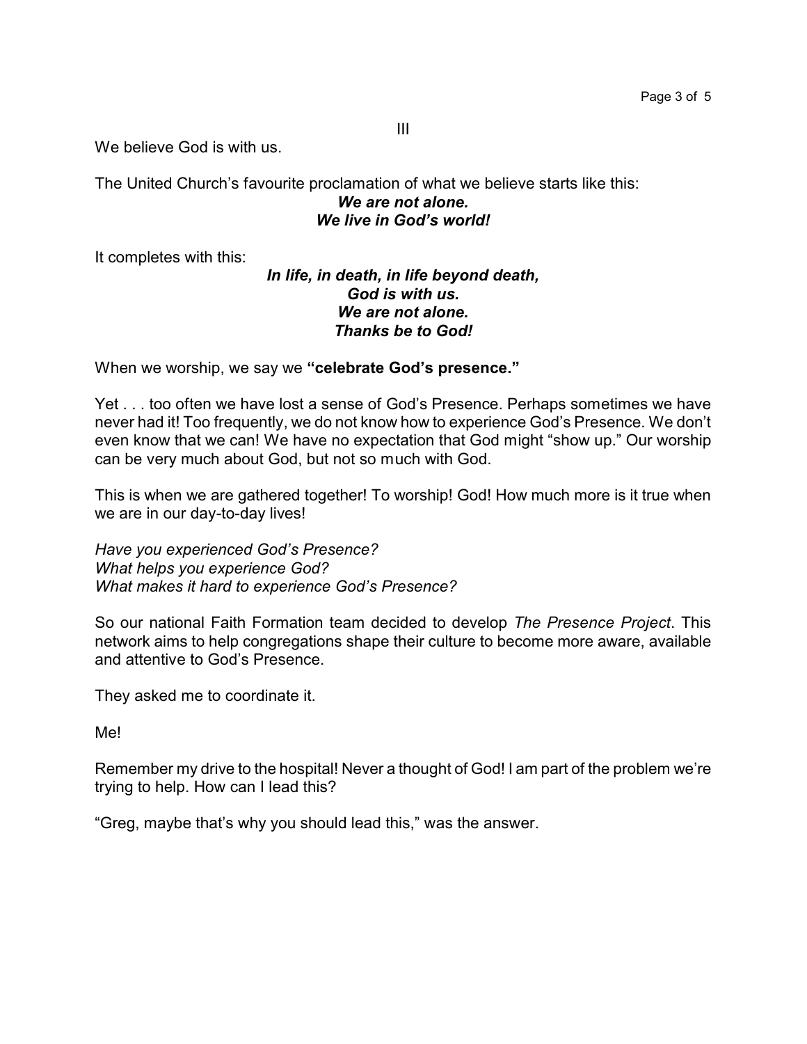III

We believe God is with us.

The United Church's favourite proclamation of what we believe starts like this:

***We are not alone.***
***We live in God's world!***

It completes with this:

***In life, in death, in life beyond death,***
***God is with us.***
***We are not alone.***
***Thanks be to God!***

When we worship, we say we **"celebrate God's presence."**

Yet . . . too often we have lost a sense of God's Presence. Perhaps sometimes we have never had it! Too frequently, we do not know how to experience God's Presence. We don't even know that we can! We have no expectation that God might "show up." Our worship can be very much about God, but not so much with God.

This is when we are gathered together! To worship! God! How much more is it true when we are in our day-to-day lives!

*Have you experienced God's Presence?*
*What helps you experience God?*
*What makes it hard to experience God's Presence?*

So our national Faith Formation team decided to develop *The Presence Project*. This network aims to help congregations shape their culture to become more aware, available and attentive to God's Presence.

They asked me to coordinate it.

Me!

Remember my drive to the hospital! Never a thought of God! I am part of the problem we're trying to help. How can I lead this?

"Greg, maybe that's why you should lead this," was the answer.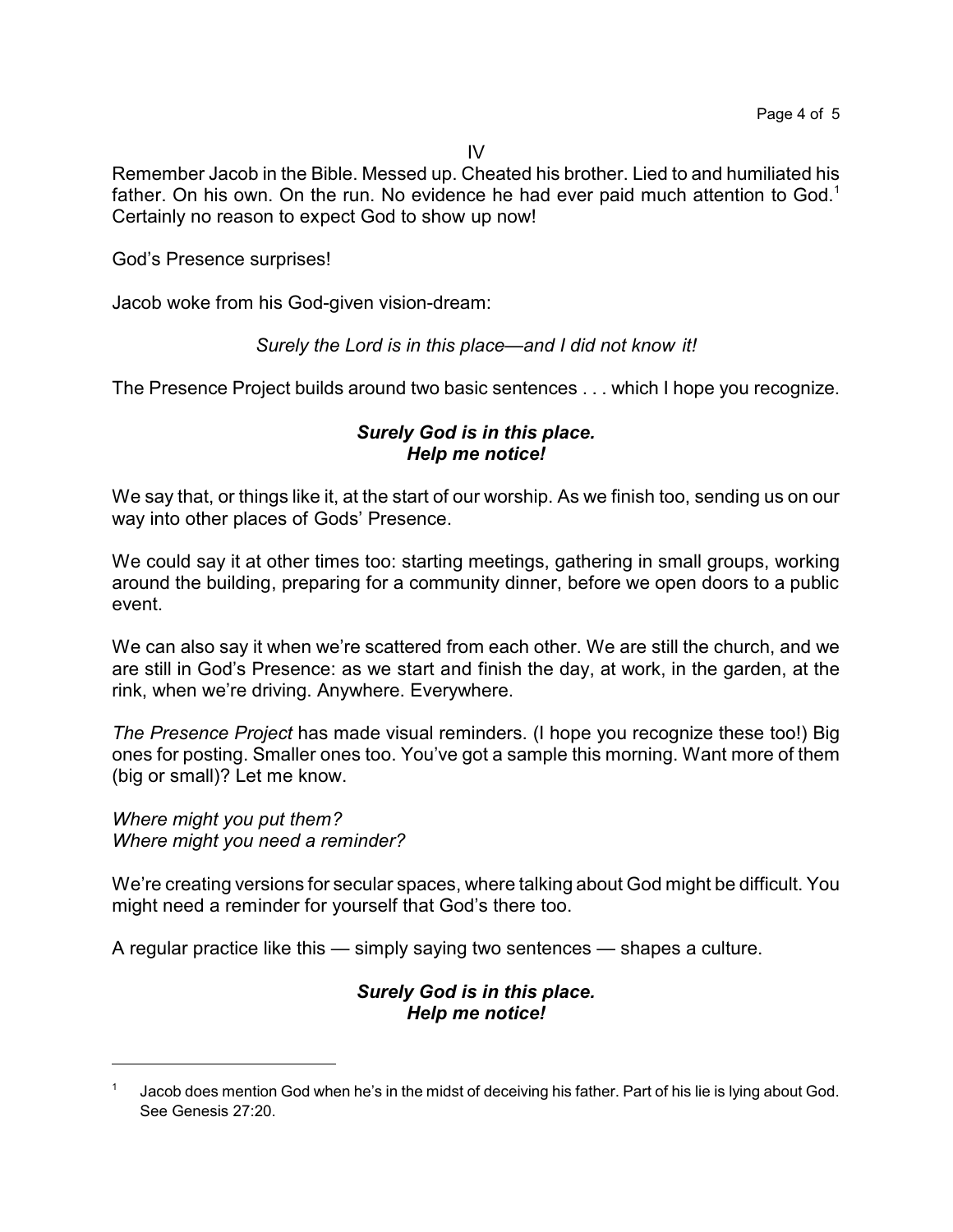IV

Remember Jacob in the Bible. Messed up. Cheated his brother. Lied to and humiliated his father. On his own. On the run. No evidence he had ever paid much attention to God.[1] Certainly no reason to expect God to show up now!

God's Presence surprises!

Jacob woke from his God-given vision-dream:

*Surely the Lord is in this place—and I did not know it!*

The Presence Project builds around two basic sentences . . . which I hope you recognize.

***Surely God is in this place.***
***Help me notice!***

We say that, or things like it, at the start of our worship. As we finish too, sending us on our way into other places of Gods' Presence.

We could say it at other times too: starting meetings, gathering in small groups, working around the building, preparing for a community dinner, before we open doors to a public event.

We can also say it when we're scattered from each other. We are still the church, and we are still in God's Presence: as we start and finish the day, at work, in the garden, at the rink, when we're driving. Anywhere. Everywhere.

*The Presence Project* has made visual reminders. (I hope you recognize these too!) Big ones for posting. Smaller ones too. You've got a sample this morning. Want more of them (big or small)? Let me know.

*Where might you put them?*
*Where might you need a reminder?*

We're creating versions for secular spaces, where talking about God might be difficult. You might need a reminder for yourself that God's there too.

A regular practice like this — simply saying two sentences — shapes a culture.

***Surely God is in this place.***
***Help me notice!***

---

[1] Jacob does mention God when he's in the midst of deceiving his father. Part of his lie is lying about God. See Genesis 27:20.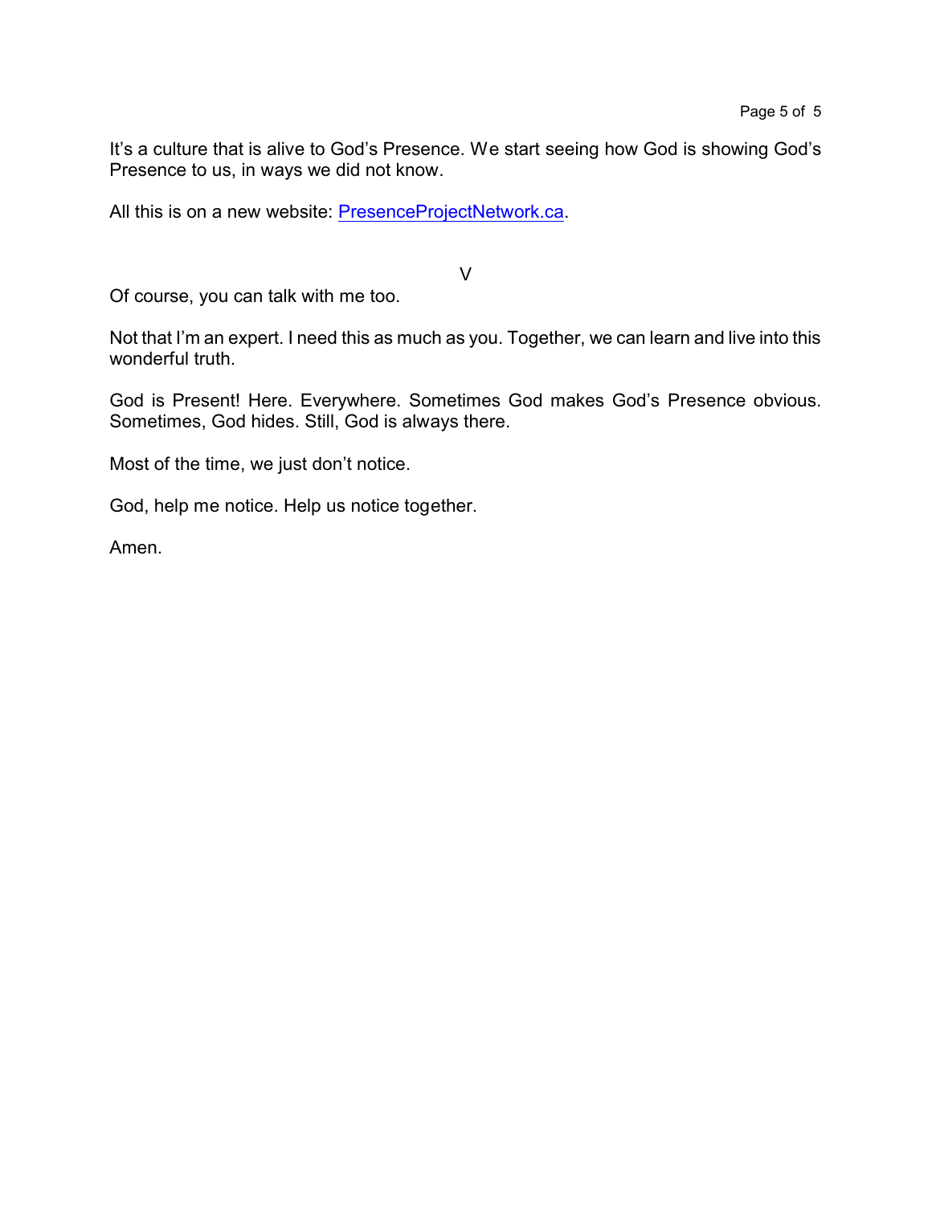It's a culture that is alive to God's Presence. We start seeing how God is showing God's Presence to us, in ways we did not know.

All this is on a new website: PresenceProjectNetwork.ca.

V

Of course, you can talk with me too.

Not that I'm an expert. I need this as much as you. Together, we can learn and live into this wonderful truth.

God is Present! Here. Everywhere. Sometimes God makes God's Presence obvious. Sometimes, God hides. Still, God is always there.

Most of the time, we just don't notice.

God, help me notice. Help us notice together.

Amen.